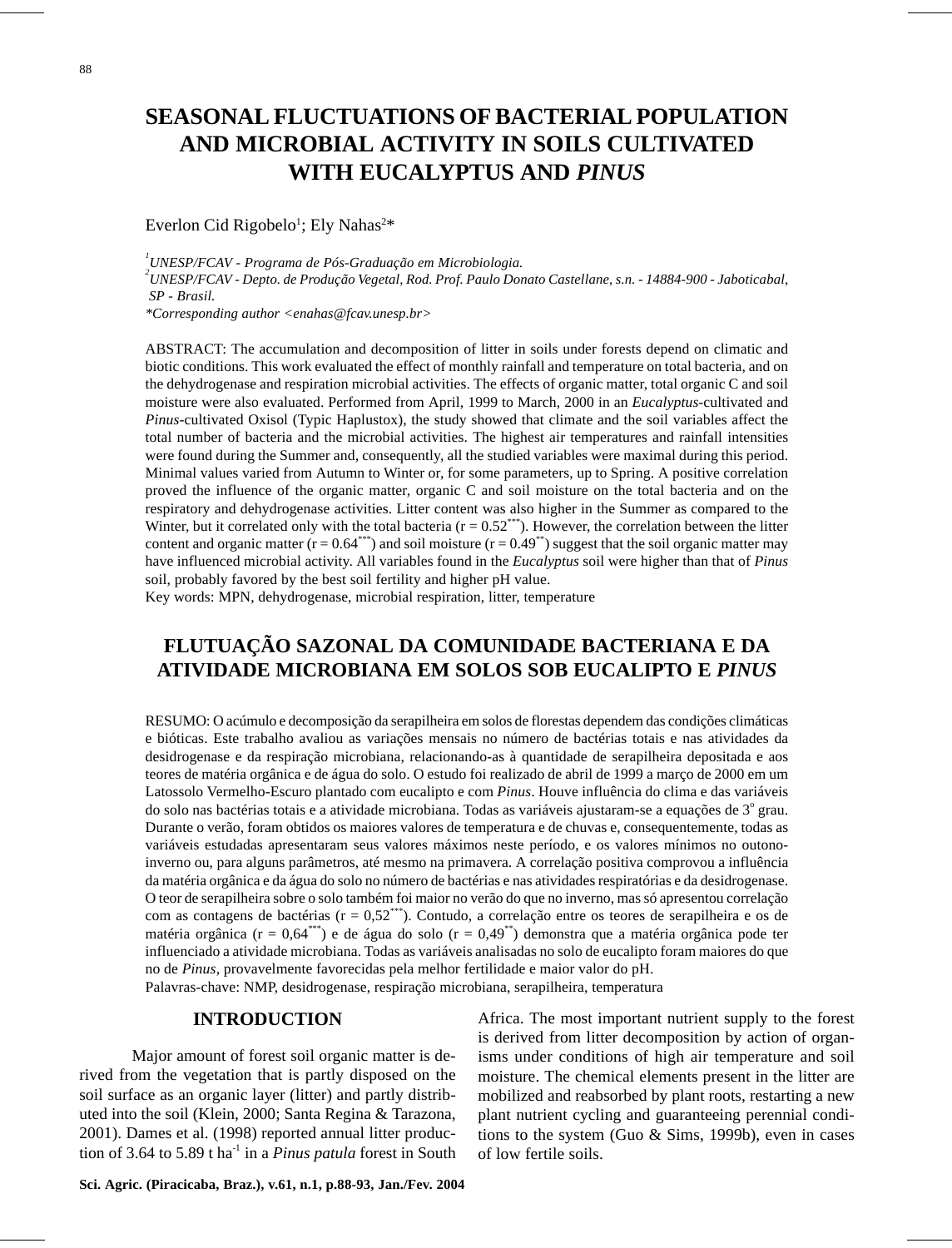# SEASONAL FLUCTUATIONS OF BACTERIAL POPULATION AND MICROBIAL ACTIVITY IN SOILS CULTIVATED WITH EUCALYPTUS AND *PINUS*

Everlon Cid Rigobelo[1]; Ely Nahas[2]*

[1]*UNESP/FCAV - Programa de Pós-Graduação em Microbiologia.*
[2]*UNESP/FCAV - Depto. de Produção Vegetal, Rod. Prof. Paulo Donato Castellane, s.n. - 14884-900 - Jaboticabal, SP - Brasil.*
*\*Corresponding author <enahas@fcav.unesp.br>*

ABSTRACT: The accumulation and decomposition of litter in soils under forests depend on climatic and biotic conditions. This work evaluated the effect of monthly rainfall and temperature on total bacteria, and on the dehydrogenase and respiration microbial activities. The effects of organic matter, total organic C and soil moisture were also evaluated. Performed from April, 1999 to March, 2000 in an *Eucalyptus*-cultivated and *Pinus*-cultivated Oxisol (Typic Haplustox), the study showed that climate and the soil variables affect the total number of bacteria and the microbial activities. The highest air temperatures and rainfall intensities were found during the Summer and, consequently, all the studied variables were maximal during this period. Minimal values varied from Autumn to Winter or, for some parameters, up to Spring. A positive correlation proved the influence of the organic matter, organic C and soil moisture on the total bacteria and on the respiratory and dehydrogenase activities. Litter content was also higher in the Summer as compared to the Winter, but it correlated only with the total bacteria ($r = 0.52^{***}$). However, the correlation between the litter content and organic matter ($r = 0.64^{***}$) and soil moisture ($r = 0.49^{**}$) suggest that the soil organic matter may have influenced microbial activity. All variables found in the *Eucalyptus* soil were higher than that of *Pinus* soil, probably favored by the best soil fertility and higher pH value.

Key words: MPN, dehydrogenase, microbial respiration, litter, temperature

# FLUTUAÇÃO SAZONAL DA COMUNIDADE BACTERIANA E DA ATIVIDADE MICROBIANA EM SOLOS SOB EUCALIPTO E *PINUS*

RESUMO: O acúmulo e decomposição da serapilheira em solos de florestas dependem das condições climáticas e bióticas. Este trabalho avaliou as variações mensais no número de bactérias totais e nas atividades da desidrogenase e da respiração microbiana, relacionando-as à quantidade de serapilheira depositada e aos teores de matéria orgânica e de água do solo. O estudo foi realizado de abril de 1999 a março de 2000 em um Latossolo Vermelho-Escuro plantado com eucalipto e com *Pinus*. Houve influência do clima e das variáveis do solo nas bactérias totais e a atividade microbiana. Todas as variáveis ajustaram-se a equações de 3º grau. Durante o verão, foram obtidos os maiores valores de temperatura e de chuvas e, consequentemente, todas as variáveis estudadas apresentaram seus valores máximos neste período, e os valores mínimos no outono-inverno ou, para alguns parâmetros, até mesmo na primavera. A correlação positiva comprovou a influência da matéria orgânica e da água do solo no número de bactérias e nas atividades respiratórias e da desidrogenase. O teor de serapilheira sobre o solo também foi maior no verão do que no inverno, mas só apresentou correlação com as contagens de bactérias ($r = 0{,}52^{***}$). Contudo, a correlação entre os teores de serapilheira e os de matéria orgânica ($r = 0{,}64^{***}$) e de água do solo ($r = 0{,}49^{**}$) demonstra que a matéria orgânica pode ter influenciado a atividade microbiana. Todas as variáveis analisadas no solo de eucalipto foram maiores do que no de *Pinus*, provavelmente favorecidas pela melhor fertilidade e maior valor do pH.

Palavras-chave: NMP, desidrogenase, respiração microbiana, serapilheira, temperatura

## INTRODUCTION

Major amount of forest soil organic matter is derived from the vegetation that is partly disposed on the soil surface as an organic layer (litter) and partly distributed into the soil (Klein, 2000; Santa Regina & Tarazona, 2001). Dames et al. (1998) reported annual litter production of 3.64 to 5.89 t ha$^{-1}$ in a *Pinus patula* forest in South Africa. The most important nutrient supply to the forest is derived from litter decomposition by action of organisms under conditions of high air temperature and soil moisture. The chemical elements present in the litter are mobilized and reabsorbed by plant roots, restarting a new plant nutrient cycling and guaranteeing perennial conditions to the system (Guo & Sims, 1999b), even in cases of low fertile soils.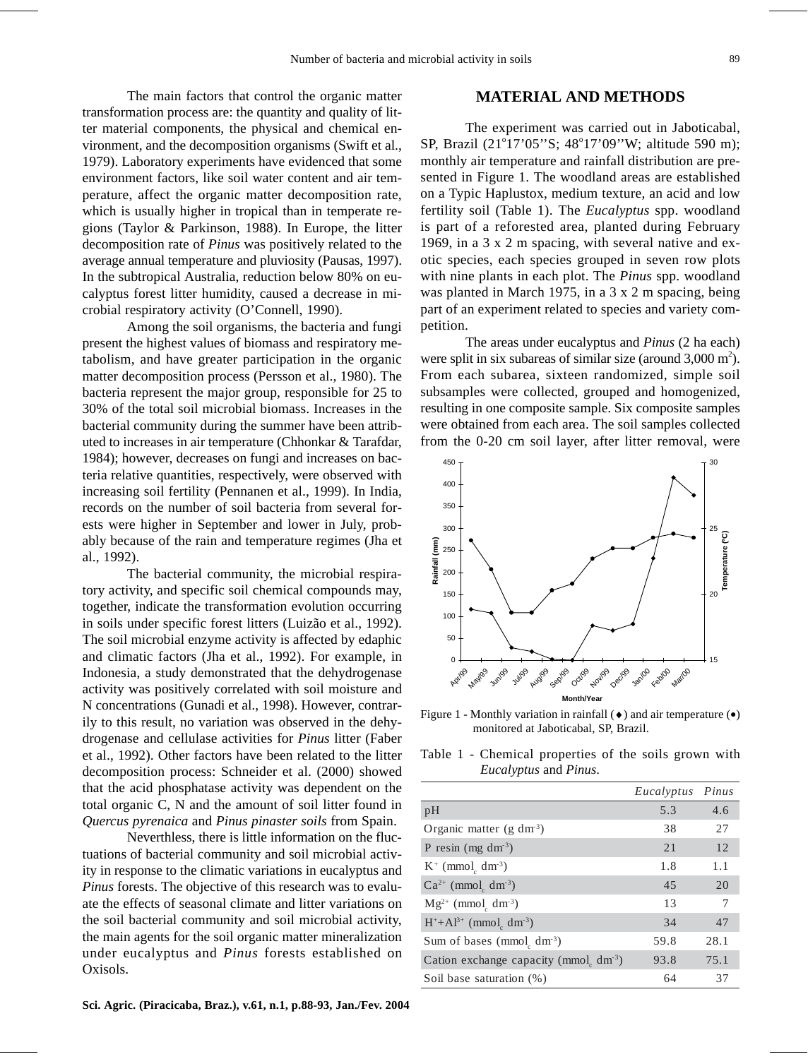The main factors that control the organic matter transformation process are: the quantity and quality of litter material components, the physical and chemical environment, and the decomposition organisms (Swift et al., 1979). Laboratory experiments have evidenced that some environment factors, like soil water content and air temperature, affect the organic matter decomposition rate, which is usually higher in tropical than in temperate regions (Taylor & Parkinson, 1988). In Europe, the litter decomposition rate of *Pinus* was positively related to the average annual temperature and pluviosity (Pausas, 1997). In the subtropical Australia, reduction below 80% on eucalyptus forest litter humidity, caused a decrease in microbial respiratory activity (O'Connell, 1990).

Among the soil organisms, the bacteria and fungi present the highest values of biomass and respiratory metabolism, and have greater participation in the organic matter decomposition process (Persson et al., 1980). The bacteria represent the major group, responsible for 25 to 30% of the total soil microbial biomass. Increases in the bacterial community during the summer have been attributed to increases in air temperature (Chhonkar & Tarafdar, 1984); however, decreases on fungi and increases on bacteria relative quantities, respectively, were observed with increasing soil fertility (Pennanen et al., 1999). In India, records on the number of soil bacteria from several forests were higher in September and lower in July, probably because of the rain and temperature regimes (Jha et al., 1992).

The bacterial community, the microbial respiratory activity, and specific soil chemical compounds may, together, indicate the transformation evolution occurring in soils under specific forest litters (Luizão et al., 1992). The soil microbial enzyme activity is affected by edaphic and climatic factors (Jha et al., 1992). For example, in Indonesia, a study demonstrated that the dehydrogenase activity was positively correlated with soil moisture and N concentrations (Gunadi et al., 1998). However, contrarily to this result, no variation was observed in the dehydrogenase and cellulase activities for *Pinus* litter (Faber et al., 1992). Other factors have been related to the litter decomposition process: Schneider et al. (2000) showed that the acid phosphatase activity was dependent on the total organic C, N and the amount of soil litter found in *Quercus pyrenaica* and *Pinus pinaster soils* from Spain.

Neverthless, there is little information on the fluctuations of bacterial community and soil microbial activity in response to the climatic variations in eucalyptus and *Pinus* forests. The objective of this research was to evaluate the effects of seasonal climate and litter variations on the soil bacterial community and soil microbial activity, the main agents for the soil organic matter mineralization under eucalyptus and *Pinus* forests established on Oxisols.

## MATERIAL AND METHODS

The experiment was carried out in Jaboticabal, SP, Brazil (21°17'05''S; 48°17'09''W; altitude 590 m); monthly air temperature and rainfall distribution are presented in Figure 1. The woodland areas are established on a Typic Haplustox, medium texture, an acid and low fertility soil (Table 1). The *Eucalyptus* spp. woodland is part of a reforested area, planted during February 1969, in a 3 x 2 m spacing, with several native and exotic species, each species grouped in seven row plots with nine plants in each plot. The *Pinus* spp. woodland was planted in March 1975, in a 3 x 2 m spacing, being part of an experiment related to species and variety competition.

The areas under eucalyptus and *Pinus* (2 ha each) were split in six subareas of similar size (around 3,000 $m^2$). From each subarea, sixteen randomized, simple soil subsamples were collected, grouped and homogenized, resulting in one composite sample. Six composite samples were obtained from each area. The soil samples collected from the 0-20 cm soil layer, after litter removal, were

Figure 1 - Monthly variation in rainfall (♦) and air temperature (•) monitored at Jaboticabal, SP, Brazil.

Table 1 - Chemical properties of the soils grown with *Eucalyptus* and *Pinus*.

| | *Eucalyptus* | *Pinus* |
|---|---|---|
| pH | 5.3 | 4.6 |
| Organic matter (g $dm^{-3}$) | 38 | 27 |
| P resin (mg $dm^{-3}$) | 21 | 12 |
| $K^+$ ($mmol_c$ $dm^{-3}$) | 1.8 | 1.1 |
| $Ca^{2+}$ ($mmol_c$ $dm^{-3}$) | 45 | 20 |
| $Mg^{2+}$ ($mmol_c$ $dm^{-3}$) | 13 | 7 |
| $H^+$+$Al^{3+}$ ($mmol_c$ $dm^{-3}$) | 34 | 47 |
| Sum of bases ($mmol_c$ $dm^{-3}$) | 59.8 | 28.1 |
| Cation exchange capacity ($mmol_c$ $dm^{-3}$) | 93.8 | 75.1 |
| Soil base saturation (%) | 64 | 37 |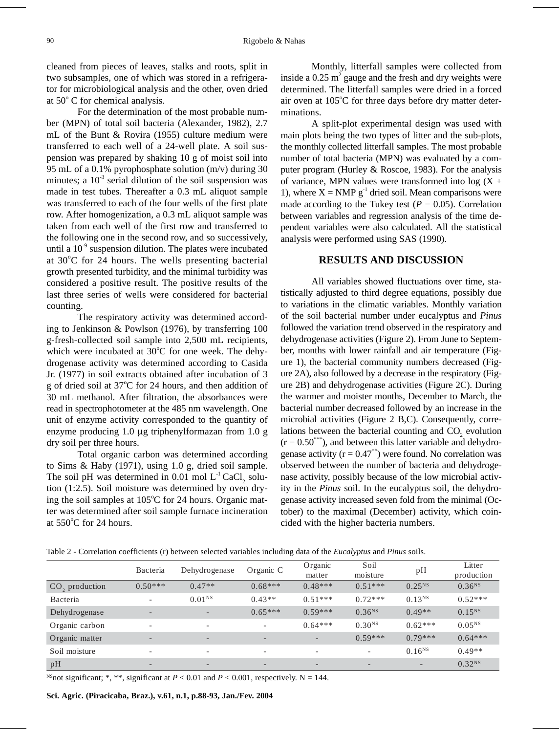cleaned from pieces of leaves, stalks and roots, split in two subsamples, one of which was stored in a refrigerator for microbiological analysis and the other, oven dried at 50° C for chemical analysis.

For the determination of the most probable number (MPN) of total soil bacteria (Alexander, 1982), 2.7 mL of the Bunt & Rovira (1955) culture medium were transferred to each well of a 24-well plate. A soil suspension was prepared by shaking 10 g of moist soil into 95 mL of a 0.1% pyrophosphate solution (m/v) during 30 minutes; a $10^{-3}$ serial dilution of the soil suspension was made in test tubes. Thereafter a 0.3 mL aliquot sample was transferred to each of the four wells of the first plate row. After homogenization, a 0.3 mL aliquot sample was taken from each well of the first row and transferred to the following one in the second row, and so successively, until a $10^{-9}$ suspension dilution. The plates were incubated at 30°C for 24 hours. The wells presenting bacterial growth presented turbidity, and the minimal turbidity was considered a positive result. The positive results of the last three series of wells were considered for bacterial counting.

The respiratory activity was determined according to Jenkinson & Powlson (1976), by transferring 100 g-fresh-collected soil sample into 2,500 mL recipients, which were incubated at 30°C for one week. The dehydrogenase activity was determined according to Casida Jr. (1977) in soil extracts obtained after incubation of 3 g of dried soil at 37°C for 24 hours, and then addition of 30 mL methanol. After filtration, the absorbances were read in spectrophotometer at the 485 nm wavelength. One unit of enzyme activity corresponded to the quantity of enzyme producing 1.0 μg triphenylformazan from 1.0 g dry soil per three hours.

Total organic carbon was determined according to Sims & Haby (1971), using 1.0 g, dried soil sample. The soil pH was determined in 0.01 mol $L^{-1}$ $CaCl_2$ solution (1:2.5). Soil moisture was determined by oven drying the soil samples at 105°C for 24 hours. Organic matter was determined after soil sample furnace incineration at 550°C for 24 hours.

Monthly, litterfall samples were collected from inside a 0.25 $m^2$ gauge and the fresh and dry weights were determined. The litterfall samples were dried in a forced air oven at 105°C for three days before dry matter determinations.

A split-plot experimental design was used with main plots being the two types of litter and the sub-plots, the monthly collected litterfall samples. The most probable number of total bacteria (MPN) was evaluated by a computer program (Hurley & Roscoe, 1983). For the analysis of variance, MPN values were transformed into log (X + 1), where X = NMP $g^{-1}$ dried soil. Mean comparisons were made according to the Tukey test ($P$ = 0.05). Correlation between variables and regression analysis of the time dependent variables were also calculated. All the statistical analysis were performed using SAS (1990).

## RESULTS AND DISCUSSION

All variables showed fluctuations over time, statistically adjusted to third degree equations, possibly due to variations in the climatic variables. Monthly variation of the soil bacterial number under eucalyptus and *Pinus* followed the variation trend observed in the respiratory and dehydrogenase activities (Figure 2). From June to September, months with lower rainfall and air temperature (Figure 1), the bacterial community numbers decreased (Figure 2A), also followed by a decrease in the respiratory (Figure 2B) and dehydrogenase activities (Figure 2C). During the warmer and moister months, December to March, the bacterial number decreased followed by an increase in the microbial activities (Figure 2 B,C). Consequently, correlations between the bacterial counting and $CO_2$ evolution ($r = 0.50^{***}$), and between this latter variable and dehydrogenase activity ($r = 0.47^{**}$) were found. No correlation was observed between the number of bacteria and dehydrogenase activity, possibly because of the low microbial activity in the *Pinus* soil. In the eucalyptus soil, the dehydrogenase activity increased seven fold from the minimal (October) to the maximal (December) activity, which coincided with the higher bacteria numbers.

Table 2 - Correlation coefficients (r) between selected variables including data of the *Eucalyptus* and *Pinus* soils.

| | Bacteria | Dehydrogenase | Organic C | Organic matter | Soil moisture | pH | Litter production |
|---|---|---|---|---|---|---|---|
| $CO_2$ production | 0.50*** | 0.47** | 0.68*** | 0.48*** | 0.51*** | $0.25^{NS}$ | $0.36^{NS}$ |
| Bacteria | - | $0.01^{NS}$ | 0.43** | 0.51*** | 0.72*** | $0.13^{NS}$ | 0.52*** |
| Dehydrogenase | - | - | 0.65*** | 0.59*** | $0.36^{NS}$ | 0.49** | $0.15^{NS}$ |
| Organic carbon | - | - | - | 0.64*** | $0.30^{NS}$ | 0.62*** | $0.05^{NS}$ |
| Organic matter | - | - | - | - | 0.59*** | 0.79*** | 0.64*** |
| Soil moisture | - | - | - | - | - | $0.16^{NS}$ | 0.49** |
| pH | - | - | - | - | - | - | $0.32^{NS}$ |

$^{NS}$not significant; *, **, significant at $P < 0.01$ and $P < 0.001$, respectively. N = 144.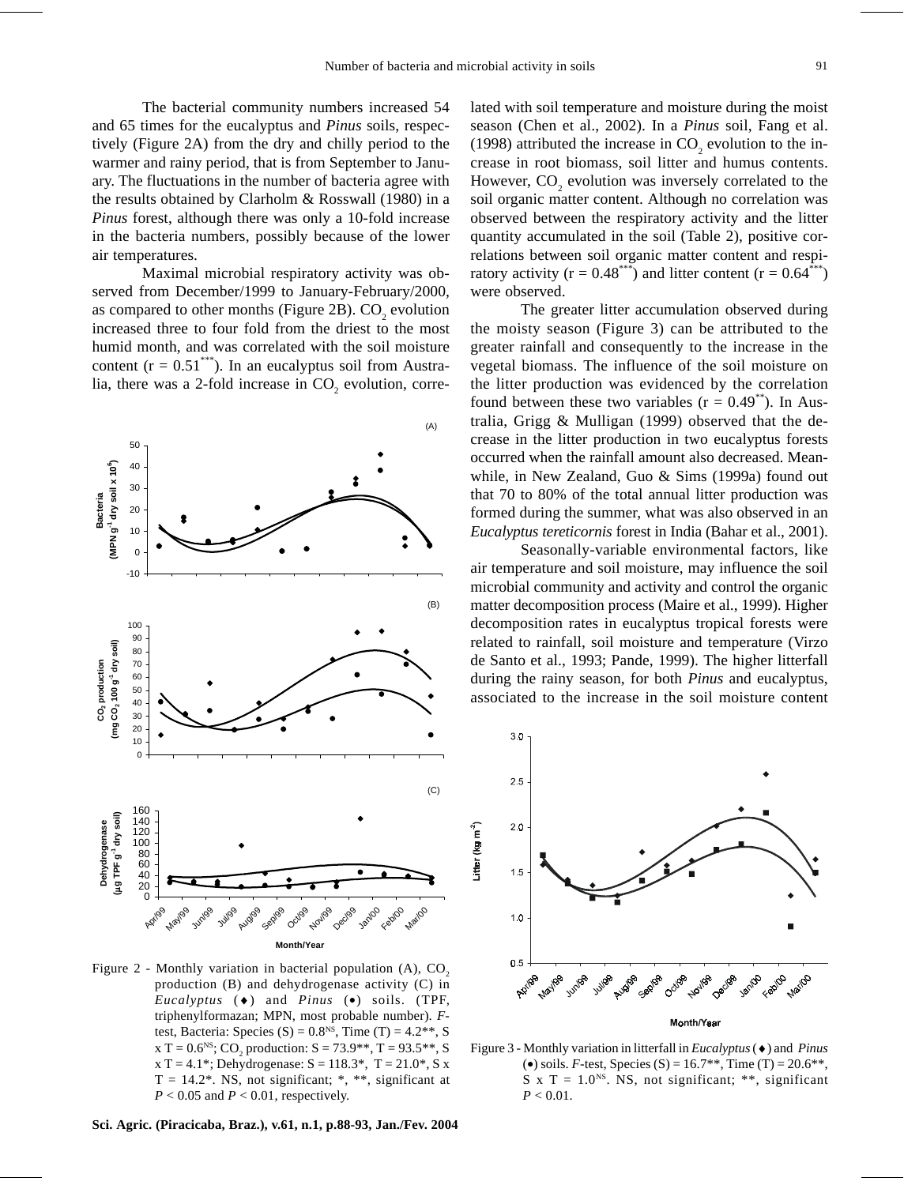The bacterial community numbers increased 54 and 65 times for the eucalyptus and *Pinus* soils, respectively (Figure 2A) from the dry and chilly period to the warmer and rainy period, that is from September to January. The fluctuations in the number of bacteria agree with the results obtained by Clarholm & Rosswall (1980) in a *Pinus* forest, although there was only a 10-fold increase in the bacteria numbers, possibly because of the lower air temperatures.

Maximal microbial respiratory activity was observed from December/1999 to January-February/2000, as compared to other months (Figure 2B). $CO_2$ evolution increased three to four fold from the driest to the most humid month, and was correlated with the soil moisture content ($r = 0.51^{***}$). In an eucalyptus soil from Australia, there was a 2-fold increase in $CO_2$ evolution, correlated with soil temperature and moisture during the moist season (Chen et al., 2002). In a *Pinus* soil, Fang et al. (1998) attributed the increase in $CO_2$ evolution to the increase in root biomass, soil litter and humus contents. However, $CO_2$ evolution was inversely correlated to the soil organic matter content. Although no correlation was observed between the respiratory activity and the litter quantity accumulated in the soil (Table 2), positive correlations between soil organic matter content and respiratory activity ($r = 0.48^{***}$) and litter content ($r = 0.64^{***}$) were observed.

The greater litter accumulation observed during the moisty season (Figure 3) can be attributed to the greater rainfall and consequently to the increase in the vegetal biomass. The influence of the soil moisture on the litter production was evidenced by the correlation found between these two variables ($r = 0.49^{**}$). In Australia, Grigg & Mulligan (1999) observed that the decrease in the litter production in two eucalyptus forests occurred when the rainfall amount also decreased. Meanwhile, in New Zealand, Guo & Sims (1999a) found out that 70 to 80% of the total annual litter production was formed during the summer, what was also observed in an *Eucalyptus tereticornis* forest in India (Bahar et al., 2001).

Seasonally-variable environmental factors, like air temperature and soil moisture, may influence the soil microbial community and activity and control the organic matter decomposition process (Maire et al., 1999). Higher decomposition rates in eucalyptus tropical forests were related to rainfall, soil moisture and temperature (Virzo de Santo et al., 1993; Pande, 1999). The higher litterfall during the rainy season, for both *Pinus* and eucalyptus, associated to the increase in the soil moisture content

Figure 2 - Monthly variation in bacterial population (A), $CO_2$ production (B) and dehydrogenase activity (C) in *Eucalyptus* (♦) and *Pinus* (•) soils. (TPF, triphenylformazan; MPN, most probable number). *F*-test, Bacteria: Species (S) = $0.8^{NS}$, Time (T) = 4.2**, S x T = $0.6^{NS}$; $CO_2$ production: S = 118.3*, T = 93.5**, S x T = 4.1*; Dehydrogenase: S = 73.9**, T = 21.0*, S x T = 14.2*. NS, not significant; *, **, significant at $P < 0.05$ and $P < 0.01$, respectively.

Figure 3 - Monthly variation in litterfall in *Eucalyptus* (♦) and *Pinus* (•) soils. *F*-test, Species (S) = 16.7**, Time (T) = 20.6**, S x T = $1.0^{NS}$. NS, not significant; **, significant $P < 0.01$.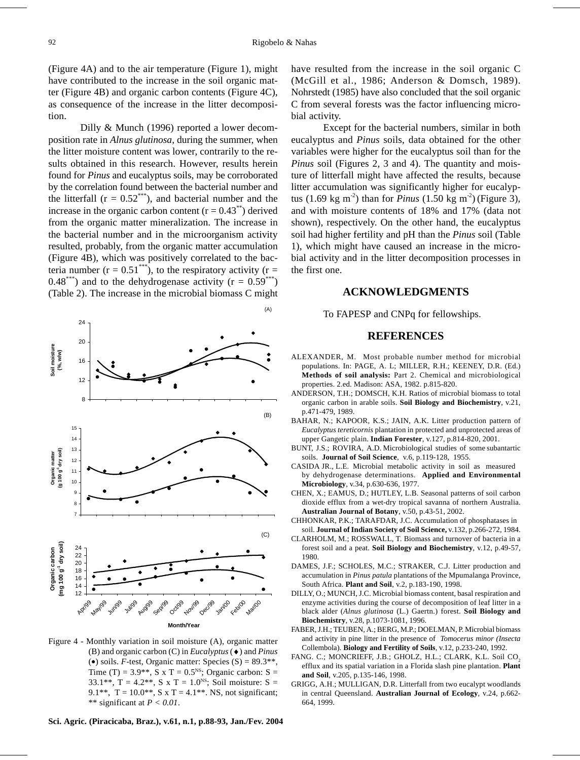(Figure 4A) and to the air temperature (Figure 1), might have contributed to the increase in the soil organic matter (Figure 4B) and organic carbon contents (Figure 4C), as consequence of the increase in the litter decomposition.

Dilly & Munch (1996) reported a lower decomposition rate in *Alnus glutinosa*, during the summer, when the litter moisture content was lower, contrarily to the results obtained in this research. However, results herein found for *Pinus* and eucalyptus soils, may be corroborated by the correlation found between the bacterial number and the litterfall ($r = 0.52^{***}$), and bacterial number and the increase in the organic carbon content ($r = 0.43^{**}$) derived from the organic matter mineralization. The increase in the bacterial number and in the microorganism activity resulted, probably, from the organic matter accumulation (Figure 4B), which was positively correlated to the bacteria number ($r = 0.51^{***}$), to the respiratory activity ($r = 0.48^{***}$) and to the dehydrogenase activity ($r = 0.59^{***}$) (Table 2). The increase in the microbial biomass C might have resulted from the increase in the soil organic C (McGill et al., 1986; Anderson & Domsch, 1989). Nohrstedt (1985) have also concluded that the soil organic C from several forests was the factor influencing microbial activity.

Except for the bacterial numbers, similar in both eucalyptus and *Pinus* soils, data obtained for the other variables were higher for the eucalyptus soil than for the *Pinus* soil (Figures 2, 3 and 4). The quantity and moisture of litterfall might have affected the results, because litter accumulation was significantly higher for eucalyptus (1.69 kg $m^{-2}$) than for *Pinus* (1.50 kg $m^{-2}$) (Figure 3), and with moisture contents of 18% and 17% (data not shown), respectively. On the other hand, the eucalyptus soil had higher fertility and pH than the *Pinus* soil (Table 1), which might have caused an increase in the microbial activity and in the litter decomposition processes in the first one.

Figure 4 - Monthly variation in soil moisture (A), organic matter (B) and organic carbon (C) in *Eucalyptus* (♦) and *Pinus* (•) soils. *F*-test, Organic matter: Species (S) = 89.3**, Time (T) = 3.9**, S x T = $0.5^{NS}$; Organic carbon: S = 33.1**, T = 4.2**, S x T = $1.0^{NS}$; Soil moisture: S = 9.1**, T = 10.0**, S x T = 4.1**. NS, not significant; ** significant at *P < 0.01*.

## ACKNOWLEDGMENTS

To FAPESP and CNPq for fellowships.

## REFERENCES

ALEXANDER, M. Most probable number method for microbial populations. In: PAGE, A. L; MILLER, R.H.; KEENEY, D.R. (Ed.) **Methods of soil analysis:** Part 2. Chemical and microbiological properties. 2.ed. Madison: ASA, 1982. p.815-820.

ANDERSON, T.H.; DOMSCH, K.H. Ratios of microbial biomass to total organic carbon in arable soils. **Soil Biology and Biochemistry**, v.21, p.471-479, 1989.

BAHAR, N.; KAPOOR, K.S.; JAIN, A.K. Litter production pattern of *Eucalyptus tereticornis* plantation in protected and unprotected areas of upper Gangetic plain. **Indian Forester**, v.127, p.814-820, 2001.

BUNT, J.S.; ROVIRA, A.D. Microbiological studies of some subantartic soils. **Journal of Soil Science**, v.6, p.119-128, 1955.

CASIDA JR., L.E. Microbial metabolic activity in soil as measured by dehydrogenase determinations. **Applied and Environmental Microbiology**, v.34, p.630-636, 1977.

CHEN, X.; EAMUS, D.; HUTLEY, L.B. Seasonal patterns of soil carbon dioxide efflux from a wet-dry tropical savanna of northern Australia. **Australian Journal of Botany**, v.50, p.43-51, 2002.

CHHONKAR, P.K.; TARAFDAR, J.C. Accumulation of phosphatases in soil. **Journal of Indian Society of Soil Science,** v.132, p.266-272, 1984.

CLARHOLM, M.; ROSSWALL, T. Biomass and turnover of bacteria in a forest soil and a peat. **Soil Biology and Biochemistry**, v.12, p.49-57, 1980.

DAMES, J.F.; SCHOLES, M.C.; STRAKER, C.J. Litter production and accumulation in *Pinus patula* plantations of the Mpumalanga Province, South Africa. **Plant and Soil**, v.2, p.183-190, 1998.

DILLY, O.; MUNCH, J.C. Microbial biomass content, basal respiration and enzyme activities during the course of decomposition of leaf litter in a black alder (*Alnus glutinosa* (L.) Gaertn.) forest. **Soil Biology and Biochemistry**, v.28, p.1073-1081, 1996.

FABER, J.H.; TEUBEN, A.; BERG, M.P.; DOELMAN, P. Microbial biomass and activity in pine litter in the presence of *Tomocerus minor (Insecta* Collembola). **Biology and Fertility of Soils**, v.12, p.233-240, 1992.

FANG. C.; MONCRIEFF, J.B.; GHOLZ, H.L.; CLARK, K.L. Soil $CO_2$ efflux and its spatial variation in a Florida slash pine plantation. **Plant and Soil**, v.205, p.135-146, 1998.

GRIGG, A.H.; MULLIGAN, D.R. Litterfall from two eucalypt woodlands in central Queensland. **Australian Journal of Ecology**, v.24, p.662-664, 1999.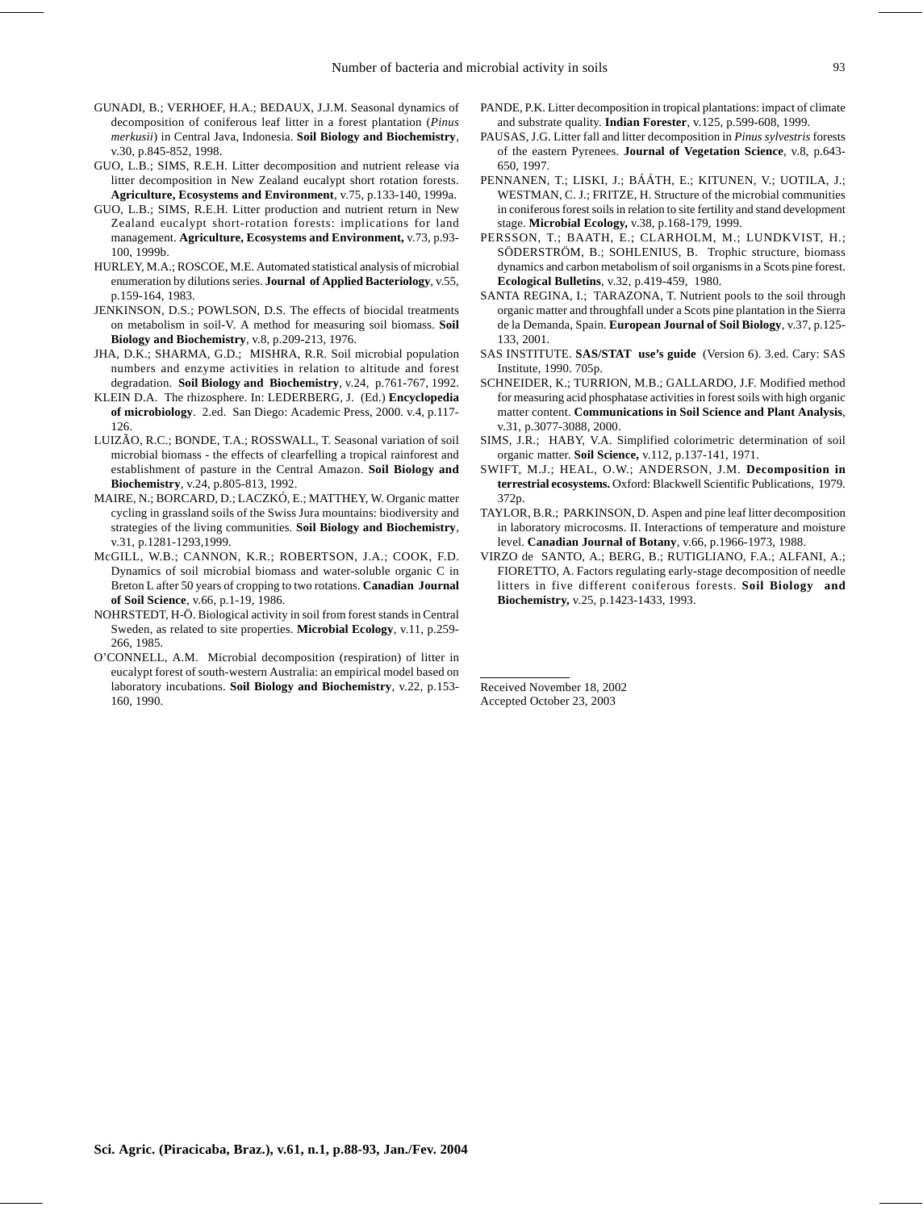GUNADI, B.; VERHOEF, H.A.; BEDAUX, J.J.M. Seasonal dynamics of decomposition of coniferous leaf litter in a forest plantation (*Pinus merkusii*) in Central Java, Indonesia. **Soil Biology and Biochemistry**, v.30, p.845-852, 1998.

GUO, L.B.; SIMS, R.E.H. Litter decomposition and nutrient release via litter decomposition in New Zealand eucalypt short rotation forests. **Agriculture, Ecosystems and Environment**, v.75, p.133-140, 1999a.

GUO, L.B.; SIMS, R.E.H. Litter production and nutrient return in New Zealand eucalypt short-rotation forests: implications for land management. **Agriculture, Ecosystems and Environment,** v.73, p.93-100, 1999b.

HURLEY, M.A.; ROSCOE, M.E. Automated statistical analysis of microbial enumeration by dilutions series. **Journal of Applied Bacteriology**, v.55, p.159-164, 1983.

JENKINSON, D.S.; POWLSON, D.S. The effects of biocidal treatments on metabolism in soil-V. A method for measuring soil biomass. **Soil Biology and Biochemistry**, v.8, p.209-213, 1976.

JHA, D.K.; SHARMA, G.D.; MISHRA, R.R. Soil microbial population numbers and enzyme activities in relation to altitude and forest degradation. **Soil Biology and Biochemistry**, v.24, p.761-767, 1992.

KLEIN D.A. The rhizosphere. In: LEDERBERG, J. (Ed.) **Encyclopedia of microbiology**. 2.ed. San Diego: Academic Press, 2000. v.4, p.117-126.

LUIZÃO, R.C.; BONDE, T.A.; ROSSWALL, T. Seasonal variation of soil microbial biomass - the effects of clearfelling a tropical rainforest and establishment of pasture in the Central Amazon. **Soil Biology and Biochemistry**, v.24, p.805-813, 1992.

MAIRE, N.; BORCARD, D.; LACZKÓ, E.; MATTHEY, W. Organic matter cycling in grassland soils of the Swiss Jura mountains: biodiversity and strategies of the living communities. **Soil Biology and Biochemistry**, v.31, p.1281-1293,1999.

McGILL, W.B.; CANNON, K.R.; ROBERTSON, J.A.; COOK, F.D. Dynamics of soil microbial biomass and water-soluble organic C in Breton L after 50 years of cropping to two rotations. **Canadian Journal of Soil Science**, v.66, p.1-19, 1986.

NOHRSTEDT, H-Ö. Biological activity in soil from forest stands in Central Sweden, as related to site properties. **Microbial Ecology**, v.11, p.259-266, 1985.

O'CONNELL, A.M. Microbial decomposition (respiration) of litter in eucalypt forest of south-western Australia: an empirical model based on laboratory incubations. **Soil Biology and Biochemistry**, v.22, p.153-160, 1990.

PANDE, P.K. Litter decomposition in tropical plantations: impact of climate and substrate quality. **Indian Forester**, v.125, p.599-608, 1999.

PAUSAS, J.G. Litter fall and litter decomposition in *Pinus sylvestris* forests of the eastern Pyrenees. **Journal of Vegetation Science**, v.8, p.643-650, 1997.

PENNANEN, T.; LISKI, J.; BÁÁTH, E.; KITUNEN, V.; UOTILA, J.; WESTMAN, C. J.; FRITZE, H. Structure of the microbial communities in coniferous forest soils in relation to site fertility and stand development stage. **Microbial Ecology,** v.38, p.168-179, 1999.

PERSSON, T.; BAATH, E.; CLARHOLM, M.; LUNDKVIST, H.; SÖDERSTRÖM, B.; SOHLENIUS, B. Trophic structure, biomass dynamics and carbon metabolism of soil organisms in a Scots pine forest. **Ecological Bulletins**, v.32, p.419-459, 1980.

SANTA REGINA, I.; TARAZONA, T. Nutrient pools to the soil through organic matter and throughfall under a Scots pine plantation in the Sierra de la Demanda, Spain. **European Journal of Soil Biology**, v.37, p.125-133, 2001.

SAS INSTITUTE. **SAS/STAT use's guide** (Version 6). 3.ed. Cary: SAS Institute, 1990. 705p.

SCHNEIDER, K.; TURRION, M.B.; GALLARDO, J.F. Modified method for measuring acid phosphatase activities in forest soils with high organic matter content. **Communications in Soil Science and Plant Analysis**, v.31, p.3077-3088, 2000.

SIMS, J.R.; HABY, V.A. Simplified colorimetric determination of soil organic matter. **Soil Science,** v.112, p.137-141, 1971.

SWIFT, M.J.; HEAL, O.W.; ANDERSON, J.M. **Decomposition in terrestrial ecosystems.** Oxford: Blackwell Scientific Publications, 1979. 372p.

TAYLOR, B.R.; PARKINSON, D. Aspen and pine leaf litter decomposition in laboratory microcosms. II. Interactions of temperature and moisture level. **Canadian Journal of Botany**, v.66, p.1966-1973, 1988.

VIRZO de SANTO, A.; BERG, B.; RUTIGLIANO, F.A.; ALFANI, A.; FIORETTO, A. Factors regulating early-stage decomposition of needle litters in five different coniferous forests. **Soil Biology and Biochemistry,** v.25, p.1423-1433, 1993.

Received November 18, 2002
Accepted October 23, 2003